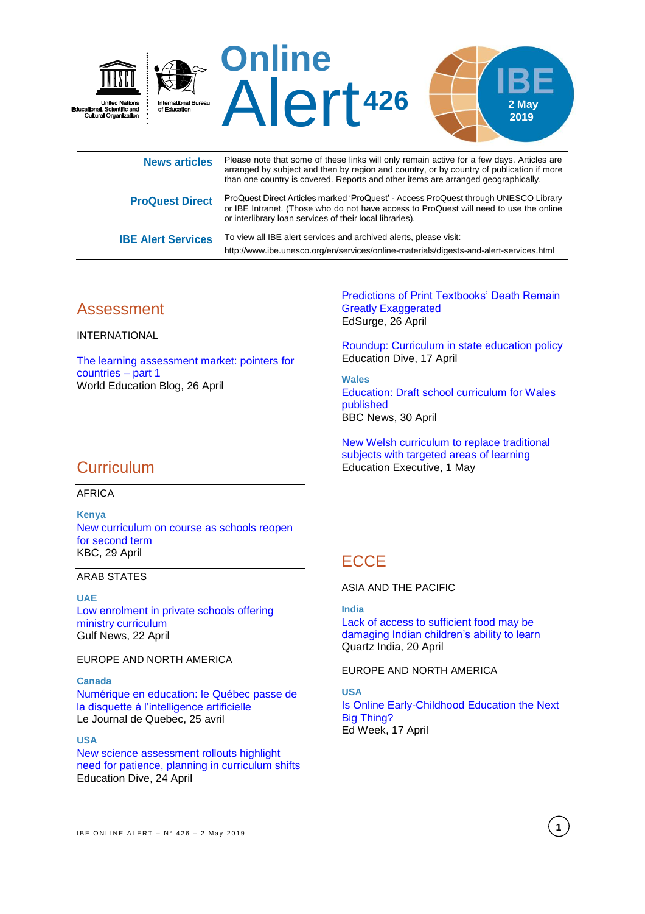# Online Alert 426

**IBE** 2 May 2019

United Nations Educational, Scientific and Cultural Organization | International Bureau of Education

| | |
|---|---|
| **News articles** | Please note that some of these links will only remain active for a few days. Articles are arranged by subject and then by region and country, or by country of publication if more than one country is covered. Reports and other items are arranged geographically. |
| **ProQuest Direct** | ProQuest Direct Articles marked 'ProQuest' - Access ProQuest through UNESCO Library or IBE Intranet. (Those who do not have access to ProQuest will need to use the online or interlibrary loan services of their local libraries). |
| **IBE Alert Services** | To view all IBE alert services and archived alerts, please visit: http://www.ibe.unesco.org/en/services/online-materials/digests-and-alert-services.html |

## Assessment

INTERNATIONAL

The learning assessment market: pointers for countries – part 1
World Education Blog, 26 April

## Curriculum

AFRICA

**Kenya**

New curriculum on course as schools reopen for second term
KBC, 29 April

ARAB STATES

**UAE**

Low enrolment in private schools offering ministry curriculum
Gulf News, 22 April

EUROPE AND NORTH AMERICA

**Canada**

Numérique en education: le Québec passe de la disquette à l'intelligence artificielle
Le Journal de Quebec, 25 avril

**USA**

New science assessment rollouts highlight need for patience, planning in curriculum shifts
Education Dive, 24 April

Predictions of Print Textbooks' Death Remain Greatly Exaggerated
EdSurge, 26 April

Roundup: Curriculum in state education policy
Education Dive, 17 April

**Wales**

Education: Draft school curriculum for Wales published
BBC News, 30 April

New Welsh curriculum to replace traditional subjects with targeted areas of learning
Education Executive, 1 May

## ECCE

ASIA AND THE PACIFIC

**India**

Lack of access to sufficient food may be damaging Indian children's ability to learn
Quartz India, 20 April

EUROPE AND NORTH AMERICA

**USA**

Is Online Early-Childhood Education the Next Big Thing?
Ed Week, 17 April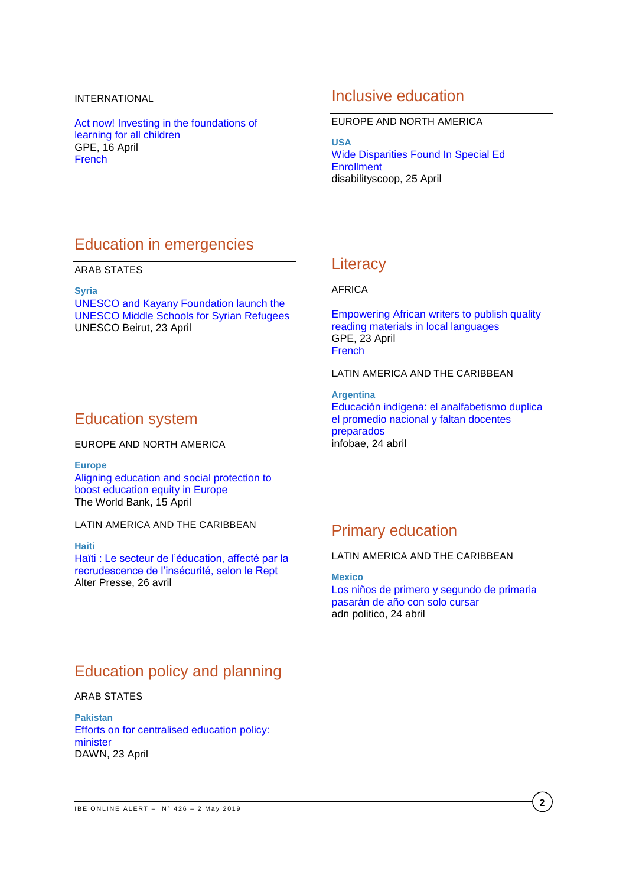INTERNATIONAL

Act now! Investing in the foundations of learning for all children
GPE, 16 April
French

## Education in emergencies

ARAB STATES

**Syria**
UNESCO and Kayany Foundation launch the UNESCO Middle Schools for Syrian Refugees
UNESCO Beirut, 23 April

## Education system

EUROPE AND NORTH AMERICA

**Europe**
Aligning education and social protection to boost education equity in Europe
The World Bank, 15 April

LATIN AMERICA AND THE CARIBBEAN

**Haiti**
Haïti : Le secteur de l'éducation, affecté par la recrudescence de l'insécurité, selon le Rept
Alter Presse, 26 avril

## Education policy and planning

ARAB STATES

**Pakistan**
Efforts on for centralised education policy: minister
DAWN, 23 April

## Inclusive education

EUROPE AND NORTH AMERICA

**USA**
Wide Disparities Found In Special Ed Enrollment
disabilityscoop, 25 April

## Literacy

AFRICA

Empowering African writers to publish quality reading materials in local languages
GPE, 23 April
French

LATIN AMERICA AND THE CARIBBEAN

**Argentina**
Educación indígena: el analfabetismo duplica el promedio nacional y faltan docentes preparados
infobae, 24 abril

## Primary education

LATIN AMERICA AND THE CARIBBEAN

**Mexico**
Los niños de primero y segundo de primaria pasarán de año con solo cursar
adn politico, 24 abril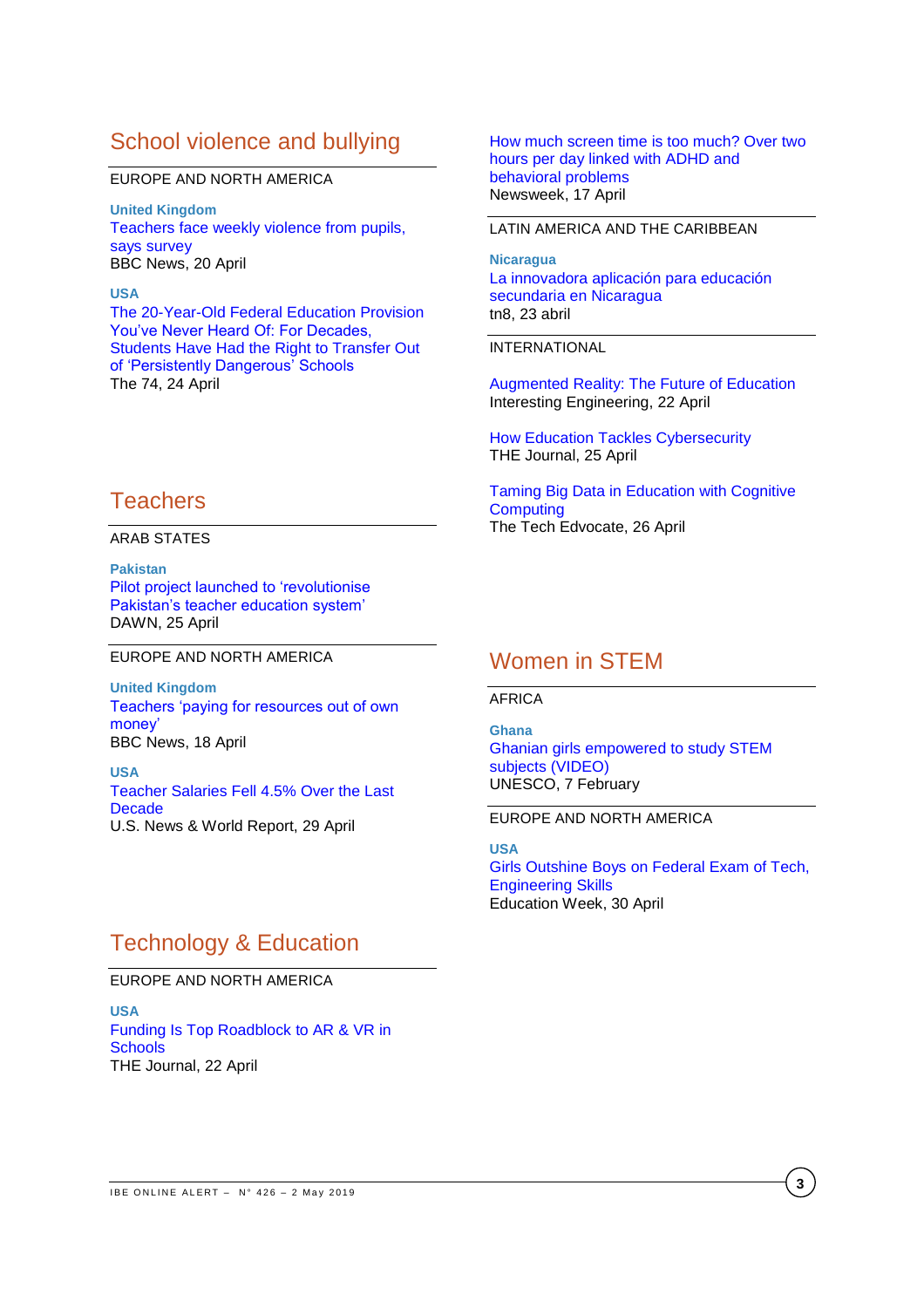## School violence and bullying

EUROPE AND NORTH AMERICA

**United Kingdom**
Teachers face weekly violence from pupils, says survey
BBC News, 20 April

**USA**
The 20-Year-Old Federal Education Provision You've Never Heard Of: For Decades, Students Have Had the Right to Transfer Out of 'Persistently Dangerous' Schools
The 74, 24 April

## Teachers

ARAB STATES

**Pakistan**
Pilot project launched to 'revolutionise Pakistan's teacher education system'
DAWN, 25 April

EUROPE AND NORTH AMERICA

**United Kingdom**
Teachers 'paying for resources out of own money'
BBC News, 18 April

**USA**
Teacher Salaries Fell 4.5% Over the Last Decade
U.S. News & World Report, 29 April

## Technology & Education

EUROPE AND NORTH AMERICA

**USA**
Funding Is Top Roadblock to AR & VR in Schools
THE Journal, 22 April

How much screen time is too much? Over two hours per day linked with ADHD and behavioral problems
Newsweek, 17 April

LATIN AMERICA AND THE CARIBBEAN

**Nicaragua**
La innovadora aplicación para educación secundaria en Nicaragua
tn8, 23 abril

INTERNATIONAL

Augmented Reality: The Future of Education
Interesting Engineering, 22 April

How Education Tackles Cybersecurity
THE Journal, 25 April

Taming Big Data in Education with Cognitive Computing
The Tech Edvocate, 26 April

## Women in STEM

AFRICA

**Ghana**
Ghanian girls empowered to study STEM subjects (VIDEO)
UNESCO, 7 February

EUROPE AND NORTH AMERICA

**USA**
Girls Outshine Boys on Federal Exam of Tech, Engineering Skills
Education Week, 30 April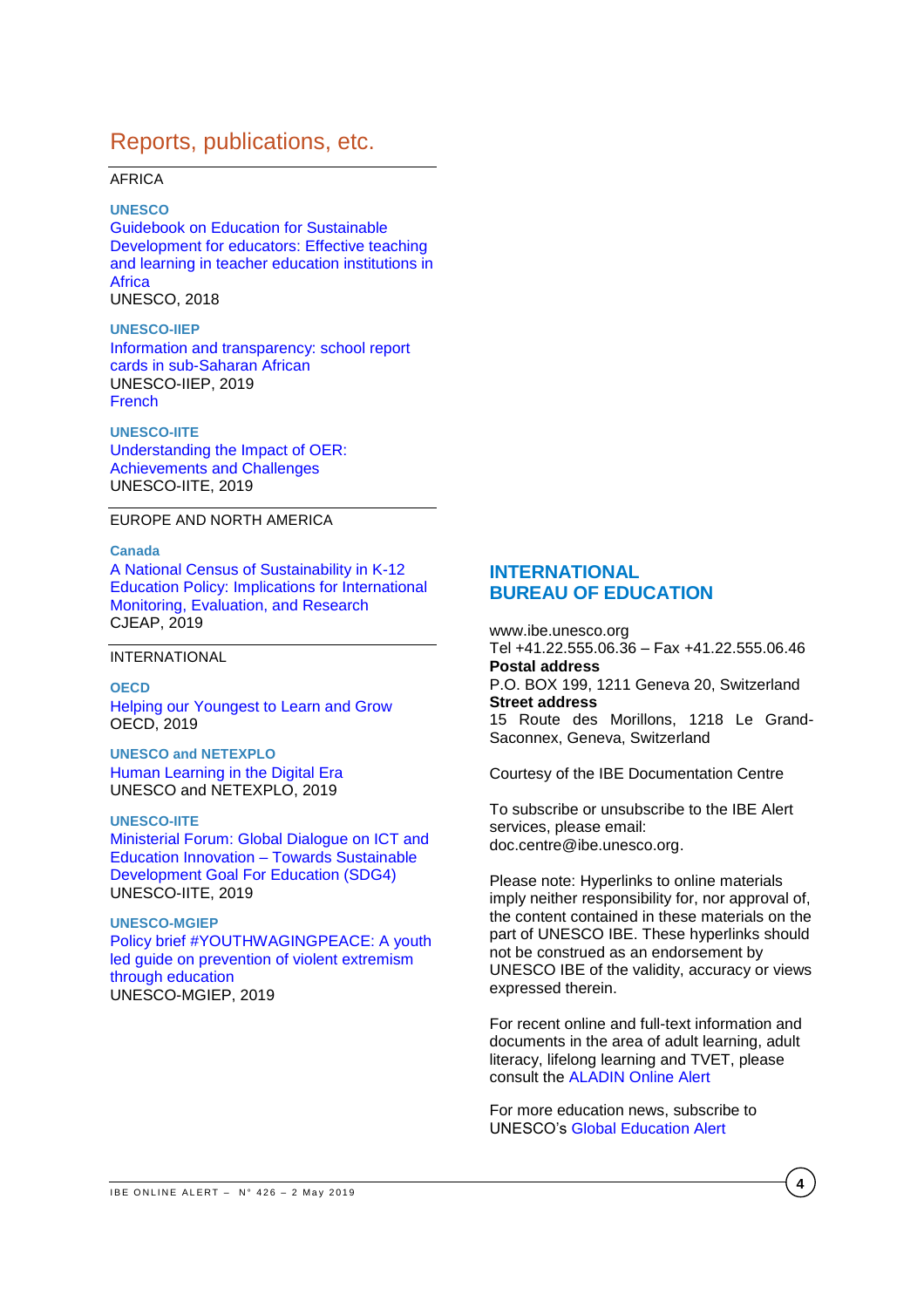## Reports, publications, etc.

AFRICA

**UNESCO**
Guidebook on Education for Sustainable Development for educators: Effective teaching and learning in teacher education institutions in Africa
UNESCO, 2018

**UNESCO-IIEP**
Information and transparency: school report cards in sub-Saharan African
UNESCO-IIEP, 2019
French

**UNESCO-IITE**
Understanding the Impact of OER: Achievements and Challenges
UNESCO-IITE, 2019

EUROPE AND NORTH AMERICA

**Canada**
A National Census of Sustainability in K-12 Education Policy: Implications for International Monitoring, Evaluation, and Research
CJEAP, 2019

INTERNATIONAL

**OECD**
Helping our Youngest to Learn and Grow
OECD, 2019

**UNESCO and NETEXPLO**
Human Learning in the Digital Era
UNESCO and NETEXPLO, 2019

**UNESCO-IITE**
Ministerial Forum: Global Dialogue on ICT and Education Innovation – Towards Sustainable Development Goal For Education (SDG4)
UNESCO-IITE, 2019

**UNESCO-MGIEP**
Policy brief #YOUTHWAGINGPEACE: A youth led guide on prevention of violent extremism through education
UNESCO-MGIEP, 2019

## INTERNATIONAL BUREAU OF EDUCATION

www.ibe.unesco.org
Tel +41.22.555.06.36 – Fax +41.22.555.06.46
**Postal address**
P.O. BOX 199, 1211 Geneva 20, Switzerland
**Street address**
15 Route des Morillons, 1218 Le Grand-Saconnex, Geneva, Switzerland

Courtesy of the IBE Documentation Centre

To subscribe or unsubscribe to the IBE Alert services, please email: doc.centre@ibe.unesco.org.

Please note: Hyperlinks to online materials imply neither responsibility for, nor approval of, the content contained in these materials on the part of UNESCO IBE. These hyperlinks should not be construed as an endorsement by UNESCO IBE of the validity, accuracy or views expressed therein.

For recent online and full-text information and documents in the area of adult learning, adult literacy, lifelong learning and TVET, please consult the ALADIN Online Alert

For more education news, subscribe to UNESCO's Global Education Alert